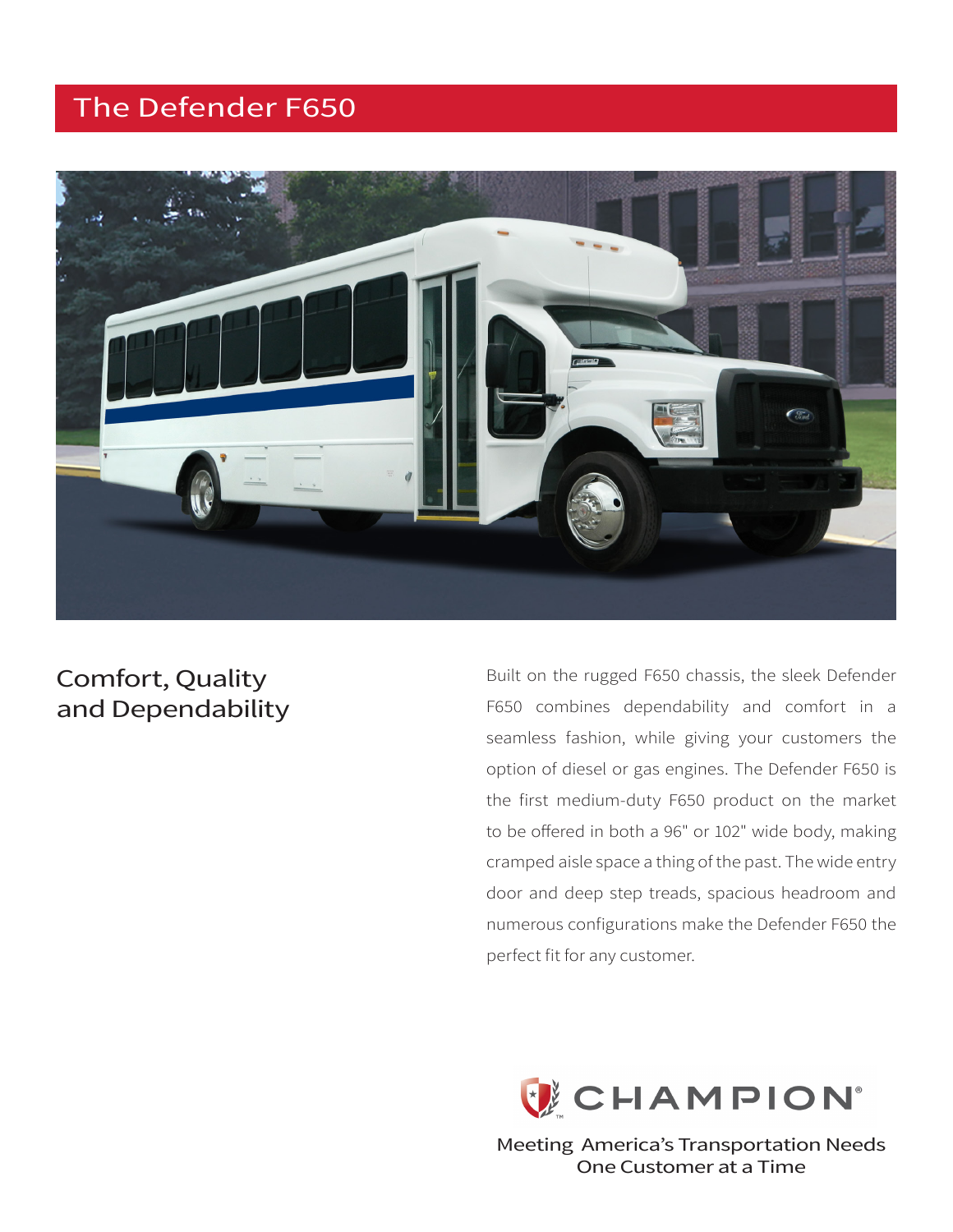# The Defender F650

## Comfort, Quality and Dependability

Built on the rugged F650 chassis, the sleek Defender F650 combines dependability and comfort in a seamless fashion, while giving your customers the option of diesel or gas engines. The Defender F650 is the first medium-duty F650 product on the market to be offered in both a 96" or 102" wide body, making cramped aisle space a thing of the past. The wide entry door and deep step treads, spacious headroom and numerous configurations make the Defender F650 the perfect fit for any customer.

CHAMPION®

Meeting America's Transportation Needs
One Customer at a Time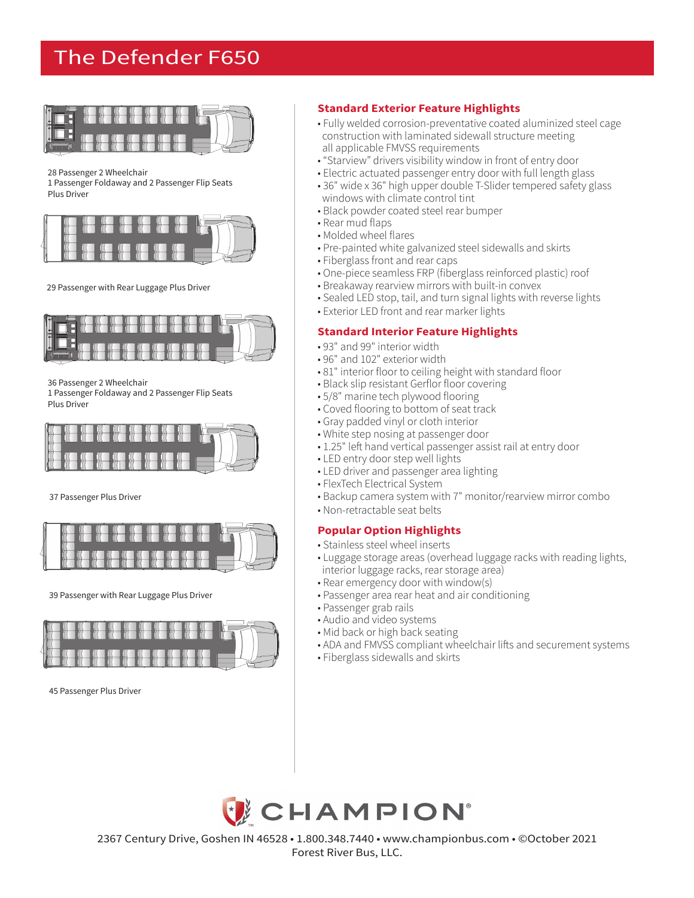# The Defender F650

28 Passenger 2 Wheelchair
1 Passenger Foldaway and 2 Passenger Flip Seats
Plus Driver

29 Passenger with Rear Luggage Plus Driver

36 Passenger 2 Wheelchair
1 Passenger Foldaway and 2 Passenger Flip Seats
Plus Driver

37 Passenger Plus Driver

39 Passenger with Rear Luggage Plus Driver

45 Passenger Plus Driver

## Standard Exterior Feature Highlights

- Fully welded corrosion-preventative coated aluminized steel cage construction with laminated sidewall structure meeting all applicable FMVSS requirements
- "Starview" drivers visibility window in front of entry door
- Electric actuated passenger entry door with full length glass
- 36" wide x 36" high upper double T-Slider tempered safety glass windows with climate control tint
- Black powder coated steel rear bumper
- Rear mud flaps
- Molded wheel flares
- Pre-painted white galvanized steel sidewalls and skirts
- Fiberglass front and rear caps
- One-piece seamless FRP (fiberglass reinforced plastic) roof
- Breakaway rearview mirrors with built-in convex
- Sealed LED stop, tail, and turn signal lights with reverse lights
- Exterior LED front and rear marker lights

## Standard Interior Feature Highlights

- 93" and 99" interior width
- 96" and 102" exterior width
- 81" interior floor to ceiling height with standard floor
- Black slip resistant Gerflor floor covering
- 5/8" marine tech plywood flooring
- Coved flooring to bottom of seat track
- Gray padded vinyl or cloth interior
- White step nosing at passenger door
- 1.25" left hand vertical passenger assist rail at entry door
- LED entry door step well lights
- LED driver and passenger area lighting
- FlexTech Electrical System
- Backup camera system with 7" monitor/rearview mirror combo
- Non-retractable seat belts

## Popular Option Highlights

- Stainless steel wheel inserts
- Luggage storage areas (overhead luggage racks with reading lights, interior luggage racks, rear storage area)
- Rear emergency door with window(s)
- Passenger area rear heat and air conditioning
- Passenger grab rails
- Audio and video systems
- Mid back or high back seating
- ADA and FMVSS compliant wheelchair lifts and securement systems
- Fiberglass sidewalls and skirts

CHAMPION®

2367 Century Drive, Goshen IN 46528 • 1.800.348.7440 • www.championbus.com • ©October 2021
Forest River Bus, LLC.